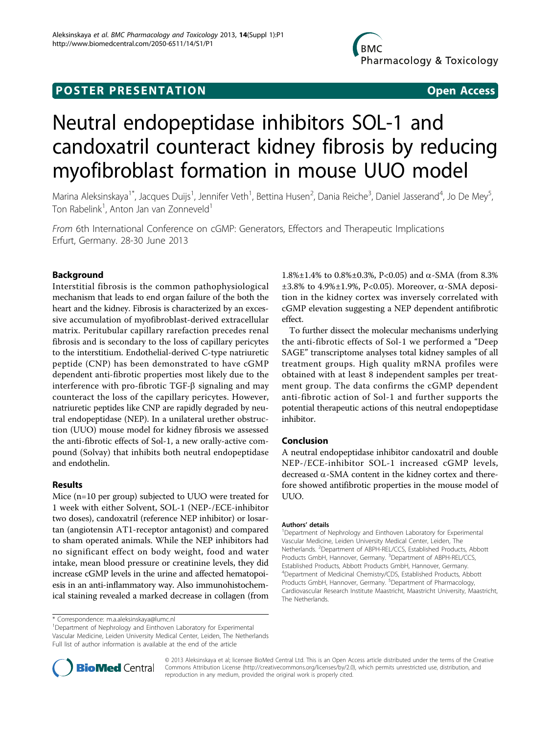**POSTER PRESENTATION** **Open Access**

# Neutral endopeptidase inhibitors SOL-1 and candoxatril counteract kidney fibrosis by reducing myofibroblast formation in mouse UUO model

Marina Aleksinskaya[1*], Jacques Duijs[1], Jennifer Veth[1], Bettina Husen[2], Dania Reiche[3], Daniel Jasserand[4], Jo De Mey[5], Ton Rabelink[1], Anton Jan van Zonneveld[1]

*From* 6th International Conference on cGMP: Generators, Effectors and Therapeutic Implications
Erfurt, Germany. 28-30 June 2013

## Background

Interstitial fibrosis is the common pathophysiological mechanism that leads to end organ failure of the both the heart and the kidney. Fibrosis is characterized by an excessive accumulation of myofibroblast-derived extracellular matrix. Peritubular capillary rarefaction precedes renal fibrosis and is secondary to the loss of capillary pericytes to the interstitium. Endothelial-derived C-type natriuretic peptide (CNP) has been demonstrated to have cGMP dependent anti-fibrotic properties most likely due to the interference with pro-fibrotic TGF-β signaling and may counteract the loss of the capillary pericytes. However, natriuretic peptides like CNP are rapidly degraded by neutral endopeptidase (NEP). In a unilateral urether obstruction (UUO) mouse model for kidney fibrosis we assessed the anti-fibrotic effects of Sol-1, a new orally-active compound (Solvay) that inhibits both neutral endopeptidase and endothelin.

## Results

Mice (n=10 per group) subjected to UUO were treated for 1 week with either Solvent, SOL-1 (NEP-/ECE-inhibitor two doses), candoxatril (reference NEP inhibitor) or losartan (angiotensin AT1-receptor antagonist) and compared to sham operated animals. While the NEP inhibitors had no significant effect on body weight, food and water intake, mean blood pressure or creatinine levels, they did increase cGMP levels in the urine and affected hematopoiesis in an anti-inflammatory way. Also immunohistochemical staining revealed a marked decrease in collagen (from 1.8%±1.4% to 0.8%±0.3%, P<0.05) and α-SMA (from 8.3% ±3.8% to 4.9%±1.9%, P<0.05). Moreover, α-SMA deposition in the kidney cortex was inversely correlated with cGMP elevation suggesting a NEP dependent antifibrotic effect.

To further dissect the molecular mechanisms underlying the anti-fibrotic effects of Sol-1 we performed a "Deep SAGE" transcriptome analyses total kidney samples of all treatment groups. High quality mRNA profiles were obtained with at least 8 independent samples per treatment group. The data confirms the cGMP dependent anti-fibrotic action of Sol-1 and further supports the potential therapeutic actions of this neutral endopeptidase inhibitor.

## Conclusion

A neutral endopeptidase inhibitor candoxatril and double NEP-/ECE-inhibitor SOL-1 increased cGMP levels, decreased α-SMA content in the kidney cortex and therefore showed antifibrotic properties in the mouse model of UUO.

### Authors' details

[1]Department of Nephrology and Einthoven Laboratory for Experimental Vascular Medicine, Leiden University Medical Center, Leiden, The Netherlands. [2]Department of ABPH-REL/CCS, Established Products, Abbott Products GmbH, Hannover, Germany. [3]Department of ABPH-REL/CCS, Established Products, Abbott Products GmbH, Hannover, Germany. [4]Department of Medicinal Chemistry/CDS, Established Products, Abbott Products GmbH, Hannover, Germany. [5]Department of Pharmacology, Cardiovascular Research Institute Maastricht, Maastricht University, Maastricht, The Netherlands.

\* Correspondence: m.a.aleksinskaya@lumc.nl
[1]Department of Nephrology and Einthoven Laboratory for Experimental Vascular Medicine, Leiden University Medical Center, Leiden, The Netherlands
Full list of author information is available at the end of the article

© 2013 Aleksinskaya et al; licensee BioMed Central Ltd. This is an Open Access article distributed under the terms of the Creative Commons Attribution License (http://creativecommons.org/licenses/by/2.0), which permits unrestricted use, distribution, and reproduction in any medium, provided the original work is properly cited.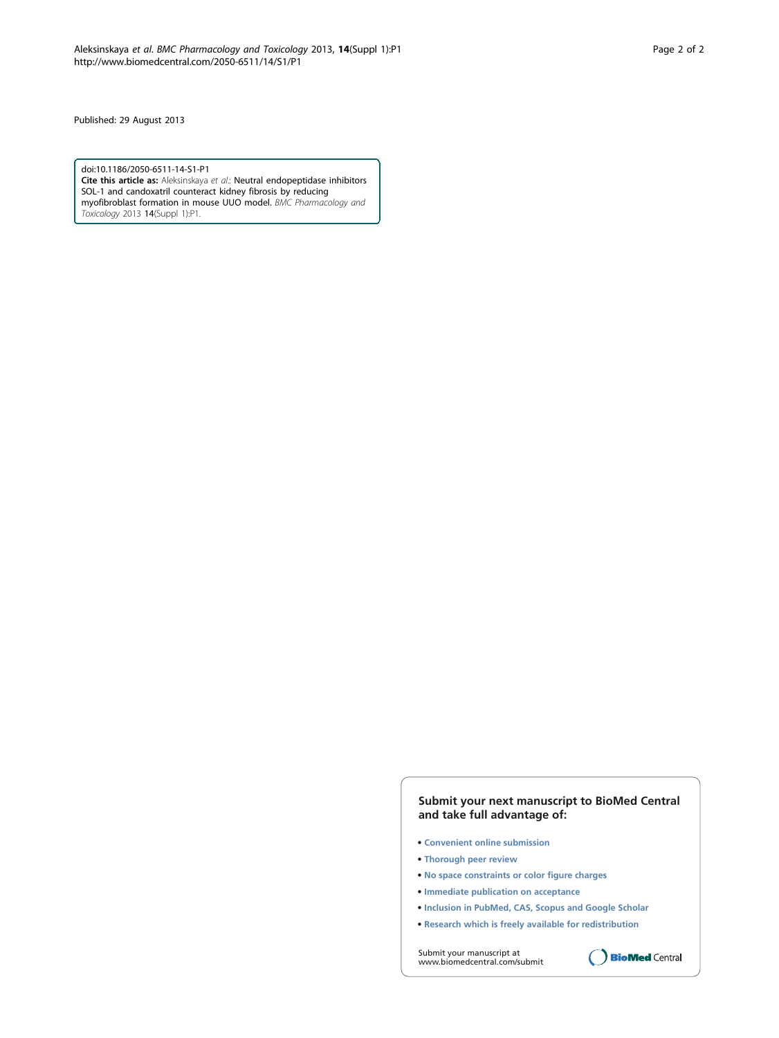Published: 29 August 2013

doi:10.1186/2050-6511-14-S1-P1
**Cite this article as:** Aleksinskaya *et al.*: Neutral endopeptidase inhibitors SOL-1 and candoxatril counteract kidney fibrosis by reducing myofibroblast formation in mouse UUO model. *BMC Pharmacology and Toxicology* 2013 **14**(Suppl 1):P1.

**Submit your next manuscript to BioMed Central and take full advantage of:**

- **Convenient online submission**
- **Thorough peer review**
- **No space constraints or color figure charges**
- **Immediate publication on acceptance**
- **Inclusion in PubMed, CAS, Scopus and Google Scholar**
- **Research which is freely available for redistribution**

Submit your manuscript at
www.biomedcentral.com/submit

BioMed Central